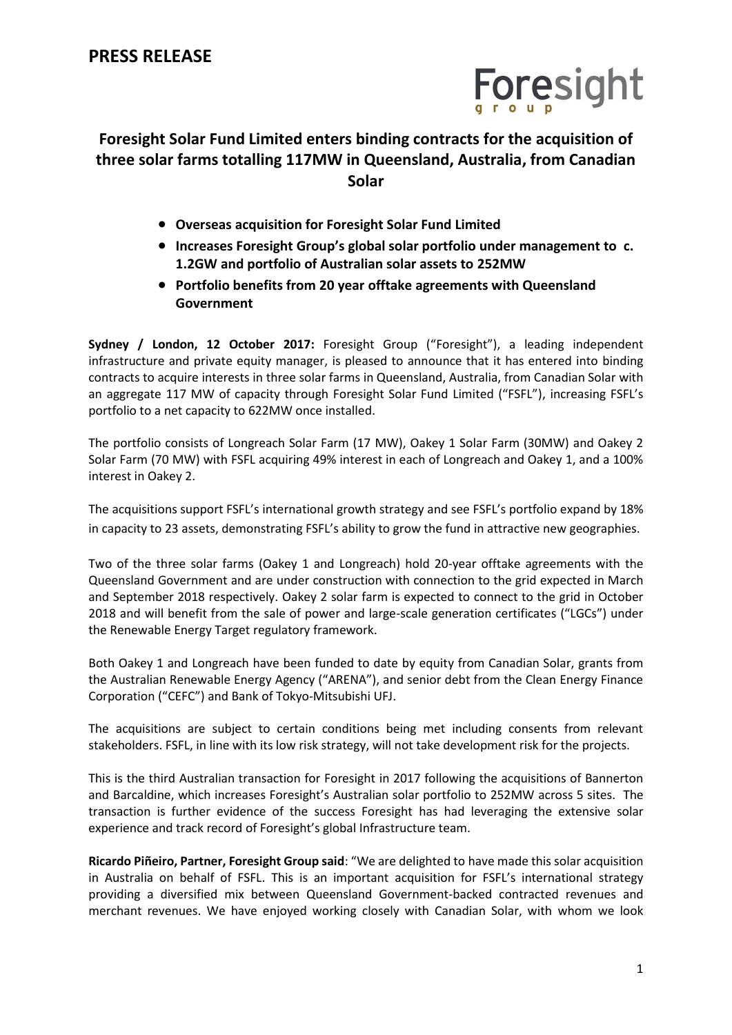# PRESS RELEASE

Foresight group

## Foresight Solar Fund Limited enters binding contracts for the acquisition of three solar farms totalling 117MW in Queensland, Australia, from Canadian Solar

- **Overseas acquisition for Foresight Solar Fund Limited**
- **Increases Foresight Group's global solar portfolio under management to c. 1.2GW and portfolio of Australian solar assets to 252MW**
- **Portfolio benefits from 20 year offtake agreements with Queensland Government**

**Sydney / London, 12 October 2017:** Foresight Group ("Foresight"), a leading independent infrastructure and private equity manager, is pleased to announce that it has entered into binding contracts to acquire interests in three solar farms in Queensland, Australia, from Canadian Solar with an aggregate 117 MW of capacity through Foresight Solar Fund Limited ("FSFL"), increasing FSFL's portfolio to a net capacity to 622MW once installed.

The portfolio consists of Longreach Solar Farm (17 MW), Oakey 1 Solar Farm (30MW) and Oakey 2 Solar Farm (70 MW) with FSFL acquiring 49% interest in each of Longreach and Oakey 1, and a 100% interest in Oakey 2.

The acquisitions support FSFL's international growth strategy and see FSFL's portfolio expand by 18% in capacity to 23 assets, demonstrating FSFL's ability to grow the fund in attractive new geographies.

Two of the three solar farms (Oakey 1 and Longreach) hold 20-year offtake agreements with the Queensland Government and are under construction with connection to the grid expected in March and September 2018 respectively. Oakey 2 solar farm is expected to connect to the grid in October 2018 and will benefit from the sale of power and large-scale generation certificates ("LGCs") under the Renewable Energy Target regulatory framework.

Both Oakey 1 and Longreach have been funded to date by equity from Canadian Solar, grants from the Australian Renewable Energy Agency ("ARENA"), and senior debt from the Clean Energy Finance Corporation ("CEFC") and Bank of Tokyo-Mitsubishi UFJ.

The acquisitions are subject to certain conditions being met including consents from relevant stakeholders. FSFL, in line with its low risk strategy, will not take development risk for the projects.

This is the third Australian transaction for Foresight in 2017 following the acquisitions of Bannerton and Barcaldine, which increases Foresight's Australian solar portfolio to 252MW across 5 sites. The transaction is further evidence of the success Foresight has had leveraging the extensive solar experience and track record of Foresight's global Infrastructure team.

**Ricardo Piñeiro, Partner, Foresight Group said**: "We are delighted to have made this solar acquisition in Australia on behalf of FSFL. This is an important acquisition for FSFL's international strategy providing a diversified mix between Queensland Government-backed contracted revenues and merchant revenues. We have enjoyed working closely with Canadian Solar, with whom we look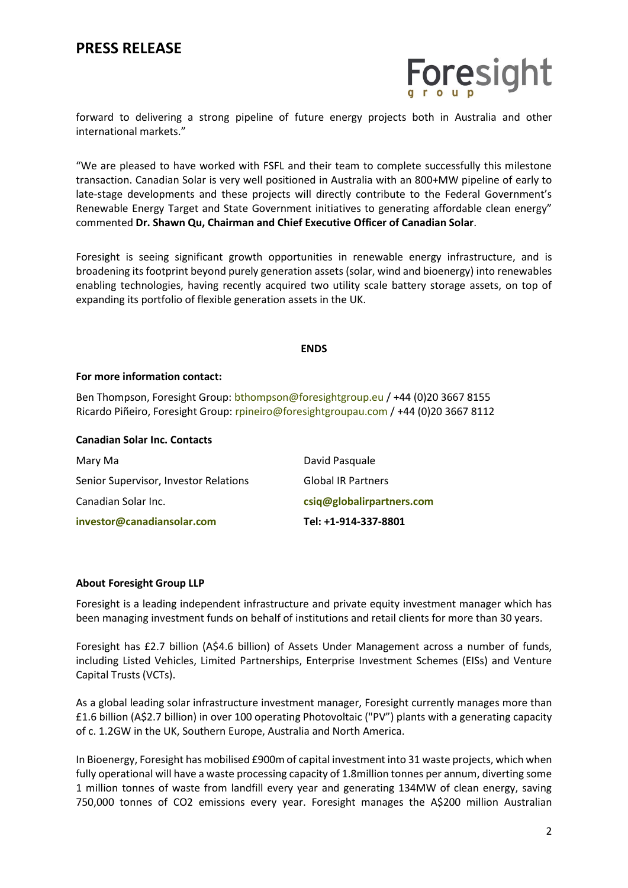forward to delivering a strong pipeline of future energy projects both in Australia and other international markets."

"We are pleased to have worked with FSFL and their team to complete successfully this milestone transaction. Canadian Solar is very well positioned in Australia with an 800+MW pipeline of early to late-stage developments and these projects will directly contribute to the Federal Government's Renewable Energy Target and State Government initiatives to generating affordable clean energy" commented **Dr. Shawn Qu, Chairman and Chief Executive Officer of Canadian Solar**.

Foresight is seeing significant growth opportunities in renewable energy infrastructure, and is broadening its footprint beyond purely generation assets (solar, wind and bioenergy) into renewables enabling technologies, having recently acquired two utility scale battery storage assets, on top of expanding its portfolio of flexible generation assets in the UK.

**ENDS**

**For more information contact:**

Ben Thompson, Foresight Group: bthompson@foresightgroup.eu / +44 (0)20 3667 8155
Ricardo Piñeiro, Foresight Group: rpineiro@foresightgroupau.com / +44 (0)20 3667 8112

**Canadian Solar Inc. Contacts**

Mary Ma
Senior Supervisor, Investor Relations
Canadian Solar Inc.
**investor@canadiansolar.com**

David Pasquale
Global IR Partners
**csiq@globalirpartners.com**
**Tel: +1-914-337-8801**

**About Foresight Group LLP**

Foresight is a leading independent infrastructure and private equity investment manager which has been managing investment funds on behalf of institutions and retail clients for more than 30 years.

Foresight has £2.7 billion (A$4.6 billion) of Assets Under Management across a number of funds, including Listed Vehicles, Limited Partnerships, Enterprise Investment Schemes (EISs) and Venture Capital Trusts (VCTs).

As a global leading solar infrastructure investment manager, Foresight currently manages more than £1.6 billion (A$2.7 billion) in over 100 operating Photovoltaic ("PV") plants with a generating capacity of c. 1.2GW in the UK, Southern Europe, Australia and North America.

In Bioenergy, Foresight has mobilised £900m of capital investment into 31 waste projects, which when fully operational will have a waste processing capacity of 1.8million tonnes per annum, diverting some 1 million tonnes of waste from landfill every year and generating 134MW of clean energy, saving 750,000 tonnes of $CO_2$ emissions every year. Foresight manages the A$200 million Australian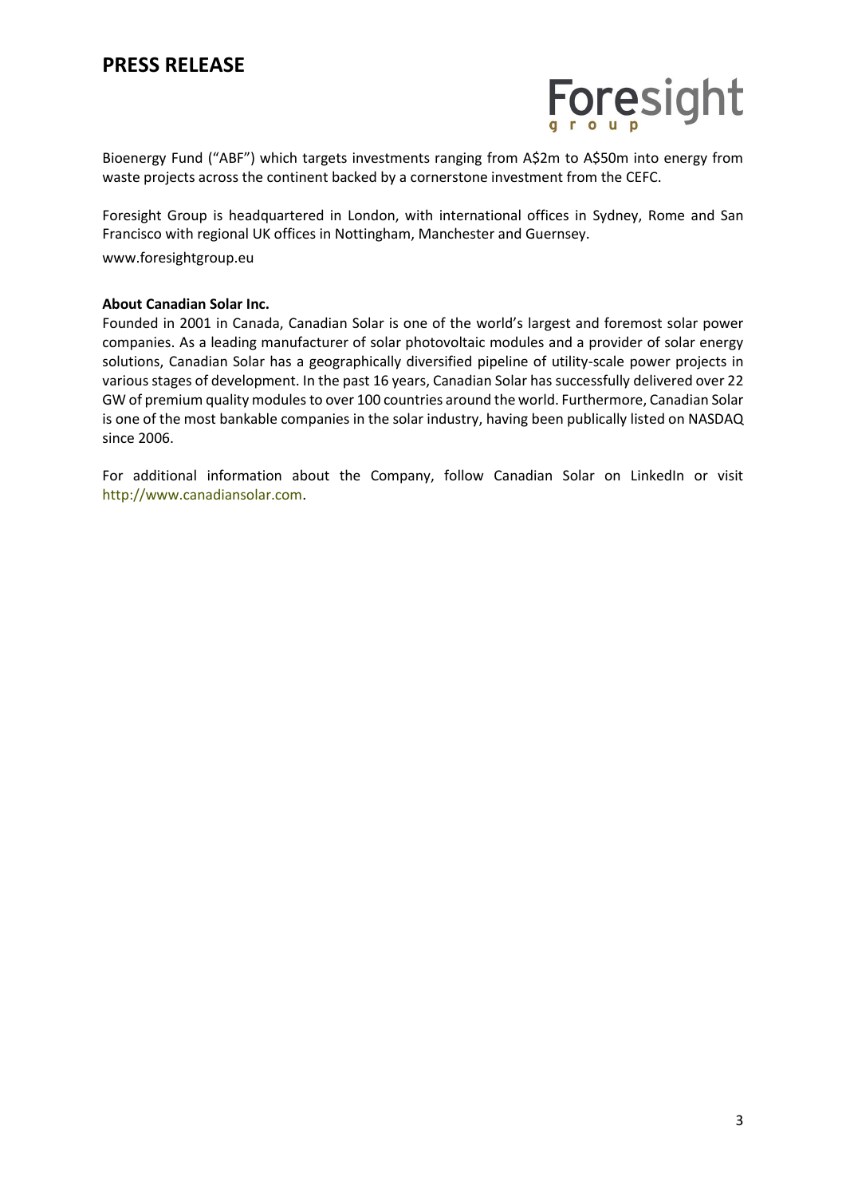Bioenergy Fund ("ABF") which targets investments ranging from A$2m to A$50m into energy from waste projects across the continent backed by a cornerstone investment from the CEFC.

Foresight Group is headquartered in London, with international offices in Sydney, Rome and San Francisco with regional UK offices in Nottingham, Manchester and Guernsey.

www.foresightgroup.eu

**About Canadian Solar Inc.**

Founded in 2001 in Canada, Canadian Solar is one of the world's largest and foremost solar power companies. As a leading manufacturer of solar photovoltaic modules and a provider of solar energy solutions, Canadian Solar has a geographically diversified pipeline of utility-scale power projects in various stages of development. In the past 16 years, Canadian Solar has successfully delivered over 22 GW of premium quality modules to over 100 countries around the world. Furthermore, Canadian Solar is one of the most bankable companies in the solar industry, having been publically listed on NASDAQ since 2006.

For additional information about the Company, follow Canadian Solar on LinkedIn or visit http://www.canadiansolar.com.